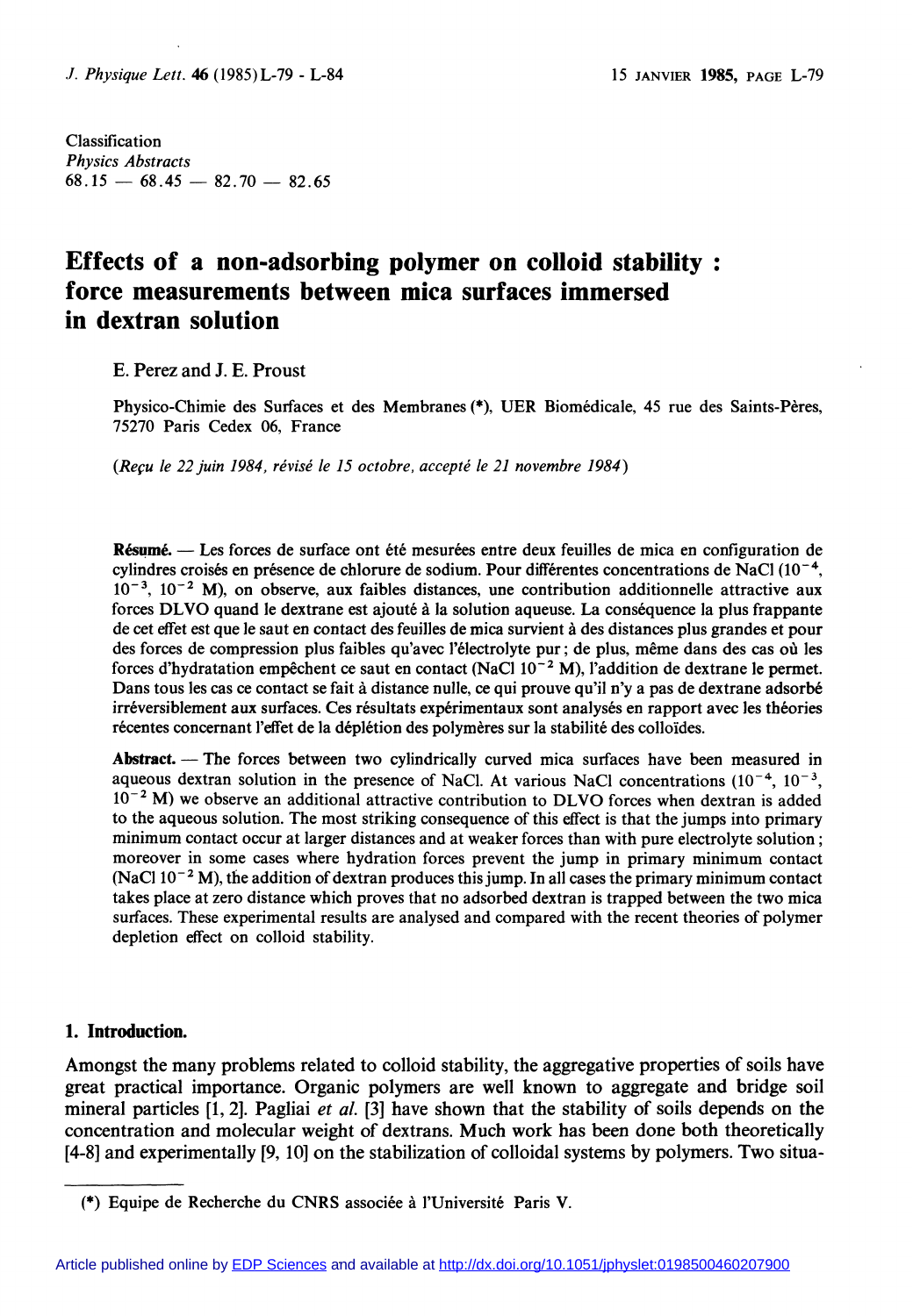Classification
*Physics Abstracts*
68.15 — 68.45 — 82.70 — 82.65

# Effects of a non-adsorbing polymer on colloid stability : force measurements between mica surfaces immersed in dextran solution

E. Perez and J. E. Proust

Physico-Chimie des Surfaces et des Membranes (*), UER Biomédicale, 45 rue des Saints-Pères, 75270 Paris Cedex 06, France

*(Reçu le 22 juin 1984, révisé le 15 octobre, accepté le 21 novembre 1984)*

**Résumé.** — Les forces de surface ont été mesurées entre deux feuilles de mica en configuration de cylindres croisés en présence de chlorure de sodium. Pour différentes concentrations de NaCl ($10^{-4}$, $10^{-3}$, $10^{-2}$ M), on observe, aux faibles distances, une contribution additionnelle attractive aux forces DLVO quand le dextrane est ajouté à la solution aqueuse. La conséquence la plus frappante de cet effet est que le saut en contact des feuilles de mica survient à des distances plus grandes et pour des forces de compression plus faibles qu'avec l'électrolyte pur ; de plus, même dans des cas où les forces d'hydratation empêchent ce saut en contact (NaCl $10^{-2}$ M), l'addition de dextrane le permet. Dans tous les cas ce contact se fait à distance nulle, ce qui prouve qu'il n'y a pas de dextrane adsorbé irréversiblement aux surfaces. Ces résultats expérimentaux sont analysés en rapport avec les théories récentes concernant l'effet de la déplétion des polymères sur la stabilité des colloïdes.

**Abstract.** — The forces between two cylindrically curved mica surfaces have been measured in aqueous dextran solution in the presence of NaCl. At various NaCl concentrations ($10^{-4}$, $10^{-3}$, $10^{-2}$ M) we observe an additional attractive contribution to DLVO forces when dextran is added to the aqueous solution. The most striking consequence of this effect is that the jumps into primary minimum contact occur at larger distances and at weaker forces than with pure electrolyte solution ; moreover in some cases where hydration forces prevent the jump in primary minimum contact (NaCl $10^{-2}$ M), the addition of dextran produces this jump. In all cases the primary minimum contact takes place at zero distance which proves that no adsorbed dextran is trapped between the two mica surfaces. These experimental results are analysed and compared with the recent theories of polymer depletion effect on colloid stability.

## 1. Introduction.

Amongst the many problems related to colloid stability, the aggregative properties of soils have great practical importance. Organic polymers are well known to aggregate and bridge soil mineral particles [1, 2]. Pagliai *et al.* [3] have shown that the stability of soils depends on the concentration and molecular weight of dextrans. Much work has been done both theoretically [4-8] and experimentally [9, 10] on the stabilization of colloidal systems by polymers. Two situa-

(*) Equipe de Recherche du CNRS associée à l'Université Paris V.

Article published online by EDP Sciences and available at http://dx.doi.org/10.1051/jphyslet:0198500460207900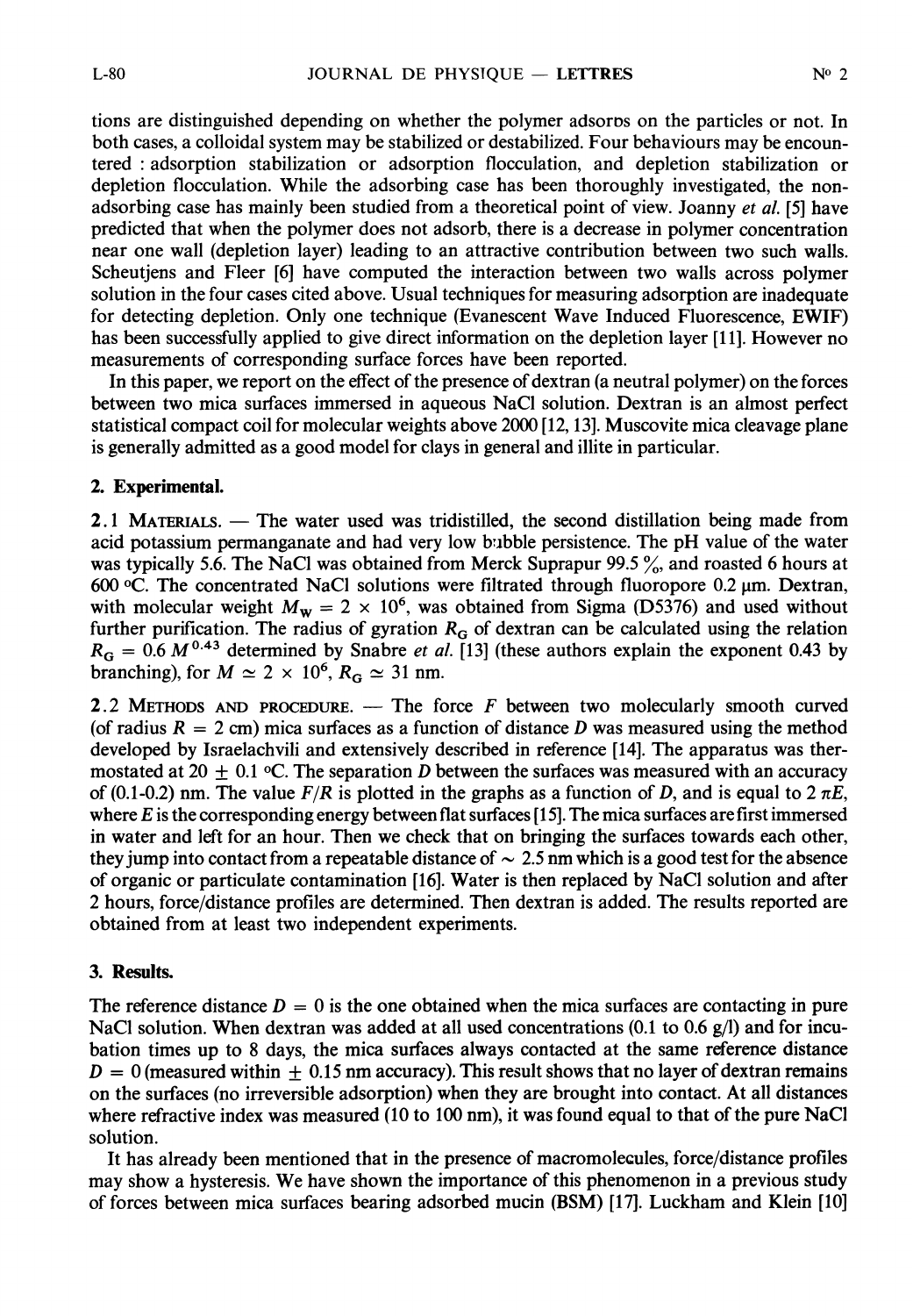tions are distinguished depending on whether the polymer adsorbs on the particles or not. In both cases, a colloidal system may be stabilized or destabilized. Four behaviours may be encountered : adsorption stabilization or adsorption flocculation, and depletion stabilization or depletion flocculation. While the adsorbing case has been thoroughly investigated, the non-adsorbing case has mainly been studied from a theoretical point of view. Joanny *et al.* [5] have predicted that when the polymer does not adsorb, there is a decrease in polymer concentration near one wall (depletion layer) leading to an attractive contribution between two such walls. Scheutjens and Fleer [6] have computed the interaction between two walls across polymer solution in the four cases cited above. Usual techniques for measuring adsorption are inadequate for detecting depletion. Only one technique (Evanescent Wave Induced Fluorescence, EWIF) has been successfully applied to give direct information on the depletion layer [11]. However no measurements of corresponding surface forces have been reported.

In this paper, we report on the effect of the presence of dextran (a neutral polymer) on the forces between two mica surfaces immersed in aqueous NaCl solution. Dextran is an almost perfect statistical compact coil for molecular weights above 2000 [12, 13]. Muscovite mica cleavage plane is generally admitted as a good model for clays in general and illite in particular.

## 2. Experimental.

2.1 MATERIALS. — The water used was tridistilled, the second distillation being made from acid potassium permanganate and had very low bubble persistence. The pH value of the water was typically 5.6. The NaCl was obtained from Merck Suprapur 99.5 %, and roasted 6 hours at 600 °C. The concentrated NaCl solutions were filtrated through fluoropore 0.2 μm. Dextran, with molecular weight $M_W = 2 \times 10^6$, was obtained from Sigma (D5376) and used without further purification. The radius of gyration $R_G$ of dextran can be calculated using the relation $R_G = 0.6\,M^{0.43}$ determined by Snabre *et al.* [13] (these authors explain the exponent 0.43 by branching), for $M \simeq 2 \times 10^6$, $R_G \simeq 31$ nm.

2.2 METHODS AND PROCEDURE. — The force $F$ between two molecularly smooth curved (of radius $R = 2$ cm) mica surfaces as a function of distance $D$ was measured using the method developed by Israelachvili and extensively described in reference [14]. The apparatus was thermostated at 20 ± 0.1 °C. The separation $D$ between the surfaces was measured with an accuracy of (0.1-0.2) nm. The value $F/R$ is plotted in the graphs as a function of $D$, and is equal to $2\,\pi E$, where $E$ is the corresponding energy between flat surfaces [15]. The mica surfaces are first immersed in water and left for an hour. Then we check that on bringing the surfaces towards each other, they jump into contact from a repeatable distance of ~ 2.5 nm which is a good test for the absence of organic or particulate contamination [16]. Water is then replaced by NaCl solution and after 2 hours, force/distance profiles are determined. Then dextran is added. The results reported are obtained from at least two independent experiments.

## 3. Results.

The reference distance $D = 0$ is the one obtained when the mica surfaces are contacting in pure NaCl solution. When dextran was added at all used concentrations (0.1 to 0.6 g/l) and for incubation times up to 8 days, the mica surfaces always contacted at the same reference distance $D = 0$ (measured within ± 0.15 nm accuracy). This result shows that no layer of dextran remains on the surfaces (no irreversible adsorption) when they are brought into contact. At all distances where refractive index was measured (10 to 100 nm), it was found equal to that of the pure NaCl solution.

It has already been mentioned that in the presence of macromolecules, force/distance profiles may show a hysteresis. We have shown the importance of this phenomenon in a previous study of forces between mica surfaces bearing adsorbed mucin (BSM) [17]. Luckham and Klein [10]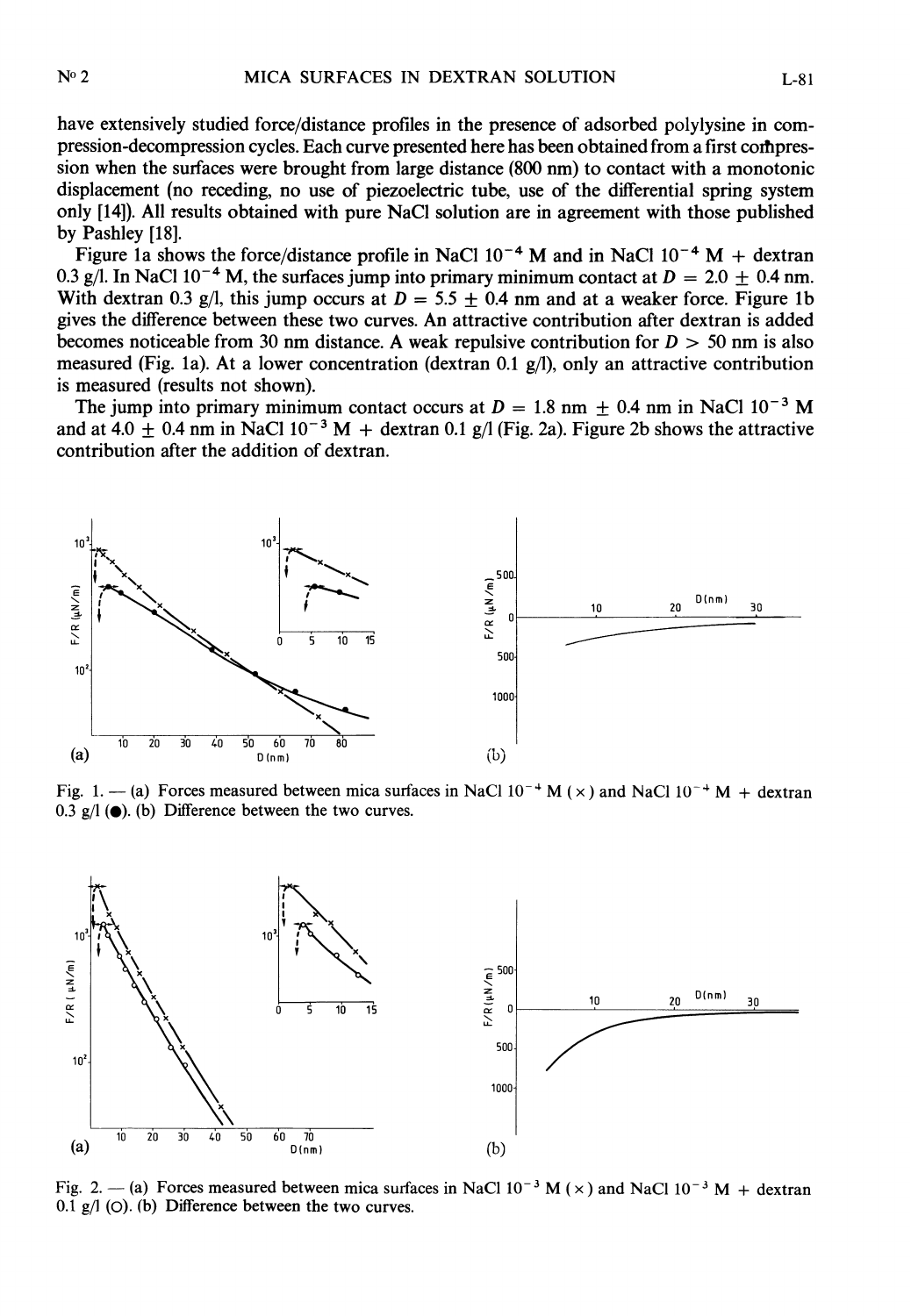have extensively studied force/distance profiles in the presence of adsorbed polylysine in compression-decompression cycles. Each curve presented here has been obtained from a first compression when the surfaces were brought from large distance (800 nm) to contact with a monotonic displacement (no receding, no use of piezoelectric tube, use of the differential spring system only [14]). All results obtained with pure NaCl solution are in agreement with those published by Pashley [18].

Figure 1a shows the force/distance profile in NaCl $10^{-4}$ M and in NaCl $10^{-4}$ M + dextran 0.3 g/l. In NaCl $10^{-4}$ M, the surfaces jump into primary minimum contact at $D = 2.0 \pm 0.4$ nm. With dextran 0.3 g/l, this jump occurs at $D = 5.5 \pm 0.4$ nm and at a weaker force. Figure 1b gives the difference between these two curves. An attractive contribution after dextran is added becomes noticeable from 30 nm distance. A weak repulsive contribution for $D > 50$ nm is also measured (Fig. 1a). At a lower concentration (dextran 0.1 g/l), only an attractive contribution is measured (results not shown).

The jump into primary minimum contact occurs at $D = 1.8$ nm $\pm$ 0.4 nm in NaCl $10^{-3}$ M and at 4.0 $\pm$ 0.4 nm in NaCl $10^{-3}$ M + dextran 0.1 g/l (Fig. 2a). Figure 2b shows the attractive contribution after the addition of dextran.

Fig. 1. — (a) Forces measured between mica surfaces in NaCl $10^{-4}$ M (×) and NaCl $10^{-4}$ M + dextran 0.3 g/l (●). (b) Difference between the two curves.

Fig. 2. — (a) Forces measured between mica surfaces in NaCl $10^{-3}$ M (×) and NaCl $10^{-3}$ M + dextran 0.1 g/l (○). (b) Difference between the two curves.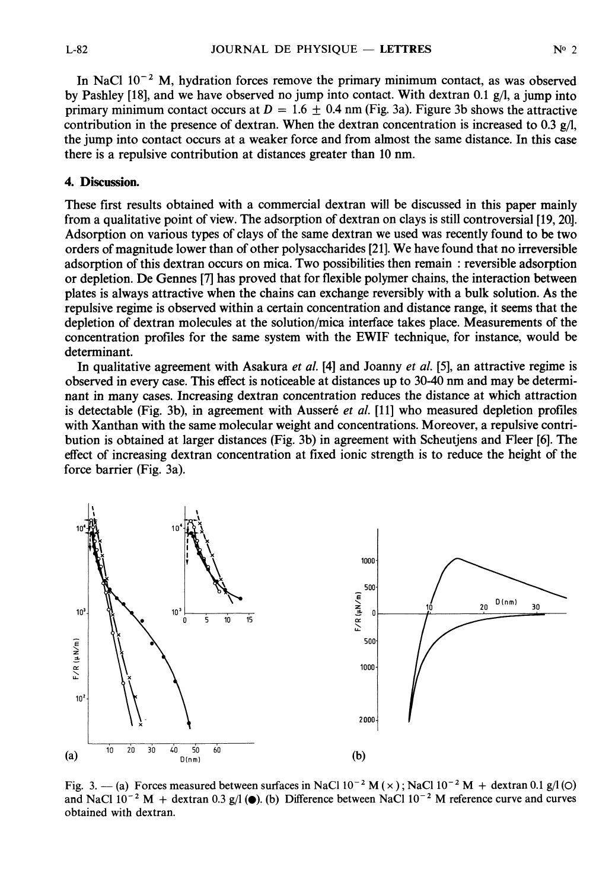In NaCl $10^{-2}$ M, hydration forces remove the primary minimum contact, as was observed by Pashley [18], and we have observed no jump into contact. With dextran 0.1 g/l, a jump into primary minimum contact occurs at $D = 1.6 \pm 0.4$ nm (Fig. 3a). Figure 3b shows the attractive contribution in the presence of dextran. When the dextran concentration is increased to 0.3 g/l, the jump into contact occurs at a weaker force and from almost the same distance. In this case there is a repulsive contribution at distances greater than 10 nm.

## 4. Discussion.

These first results obtained with a commercial dextran will be discussed in this paper mainly from a qualitative point of view. The adsorption of dextran on clays is still controversial [19, 20]. Adsorption on various types of clays of the same dextran we used was recently found to be two orders of magnitude lower than of other polysaccharides [21]. We have found that no irreversible adsorption of this dextran occurs on mica. Two possibilities then remain : reversible adsorption or depletion. De Gennes [7] has proved that for flexible polymer chains, the interaction between plates is always attractive when the chains can exchange reversibly with a bulk solution. As the repulsive regime is observed within a certain concentration and distance range, it seems that the depletion of dextran molecules at the solution/mica interface takes place. Measurements of the concentration profiles for the same system with the EWIF technique, for instance, would be determinant.

In qualitative agreement with Asakura *et al.* [4] and Joanny *et al.* [5], an attractive regime is observed in every case. This effect is noticeable at distances up to 30-40 nm and may be determinant in many cases. Increasing dextran concentration reduces the distance at which attraction is detectable (Fig. 3b), in agreement with Ausseré *et al.* [11] who measured depletion profiles with Xanthan with the same molecular weight and concentrations. Moreover, a repulsive contribution is obtained at larger distances (Fig. 3b) in agreement with Scheutjens and Fleer [6]. The effect of increasing dextran concentration at fixed ionic strength is to reduce the height of the force barrier (Fig. 3a).

Fig. 3. — (a) Forces measured between surfaces in NaCl $10^{-2}$ M (×) ; NaCl $10^{-2}$ M + dextran 0.1 g/l (○) and NaCl $10^{-2}$ M + dextran 0.3 g/l (●). (b) Difference between NaCl $10^{-2}$ M reference curve and curves obtained with dextran.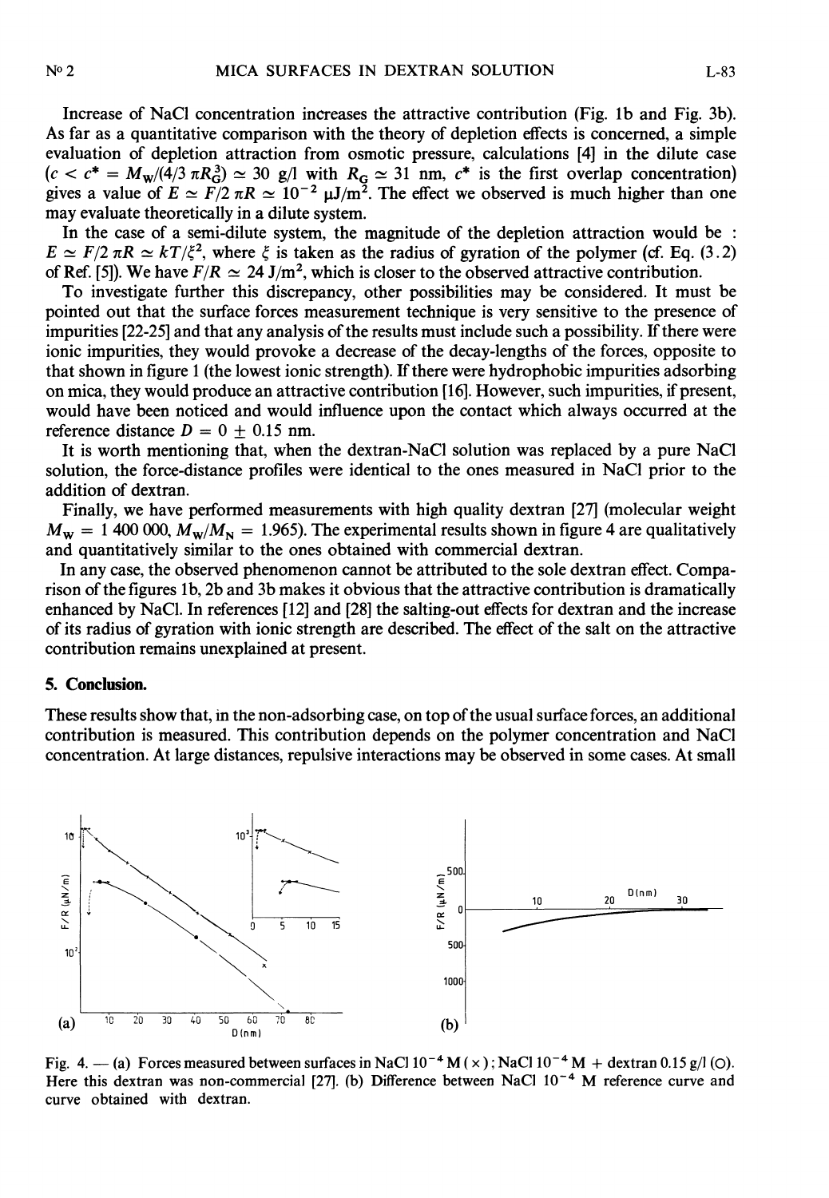Increase of NaCl concentration increases the attractive contribution (Fig. 1b and Fig. 3b). As far as a quantitative comparison with the theory of depletion effects is concerned, a simple evaluation of depletion attraction from osmotic pressure, calculations [4] in the dilute case ($c < c^* = M_W/(4/3\ \pi R_G^3) \simeq 30$ g/l with $R_G \simeq 31$ nm, $c^*$ is the first overlap concentration) gives a value of $E \simeq F/2\ \pi R \simeq 10^{-2}\ \mu\text{J/m}^2$. The effect we observed is much higher than one may evaluate theoretically in a dilute system.

In the case of a semi-dilute system, the magnitude of the depletion attraction would be : $E \simeq F/2\ \pi R \simeq kT/\xi^2$, where $\xi$ is taken as the radius of gyration of the polymer (cf. Eq. (3.2) of Ref. [5]). We have $F/R \simeq 24$ J/m$^2$, which is closer to the observed attractive contribution.

To investigate further this discrepancy, other possibilities may be considered. It must be pointed out that the surface forces measurement technique is very sensitive to the presence of impurities [22-25] and that any analysis of the results must include such a possibility. If there were ionic impurities, they would provoke a decrease of the decay-lengths of the forces, opposite to that shown in figure 1 (the lowest ionic strength). If there were hydrophobic impurities adsorbing on mica, they would produce an attractive contribution [16]. However, such impurities, if present, would have been noticed and would influence upon the contact which always occurred at the reference distance $D = 0 \pm 0.15$ nm.

It is worth mentioning that, when the dextran-NaCl solution was replaced by a pure NaCl solution, the force-distance profiles were identical to the ones measured in NaCl prior to the addition of dextran.

Finally, we have performed measurements with high quality dextran [27] (molecular weight $M_W = 1\ 400\ 000$, $M_W/M_N = 1.965$). The experimental results shown in figure 4 are qualitatively and quantitatively similar to the ones obtained with commercial dextran.

In any case, the observed phenomenon cannot be attributed to the sole dextran effect. Comparison of the figures 1b, 2b and 3b makes it obvious that the attractive contribution is dramatically enhanced by NaCl. In references [12] and [28] the salting-out effects for dextran and the increase of its radius of gyration with ionic strength are described. The effect of the salt on the attractive contribution remains unexplained at present.

## 5. Conclusion.

These results show that, in the non-adsorbing case, on top of the usual surface forces, an additional contribution is measured. This contribution depends on the polymer concentration and NaCl concentration. At large distances, repulsive interactions may be observed in some cases. At small

Fig. 4. — (a) Forces measured between surfaces in NaCl $10^{-4}$ M (×); NaCl $10^{-4}$ M + dextran 0.15 g/l (○). Here this dextran was non-commercial [27]. (b) Difference between NaCl $10^{-4}$ M reference curve and curve obtained with dextran.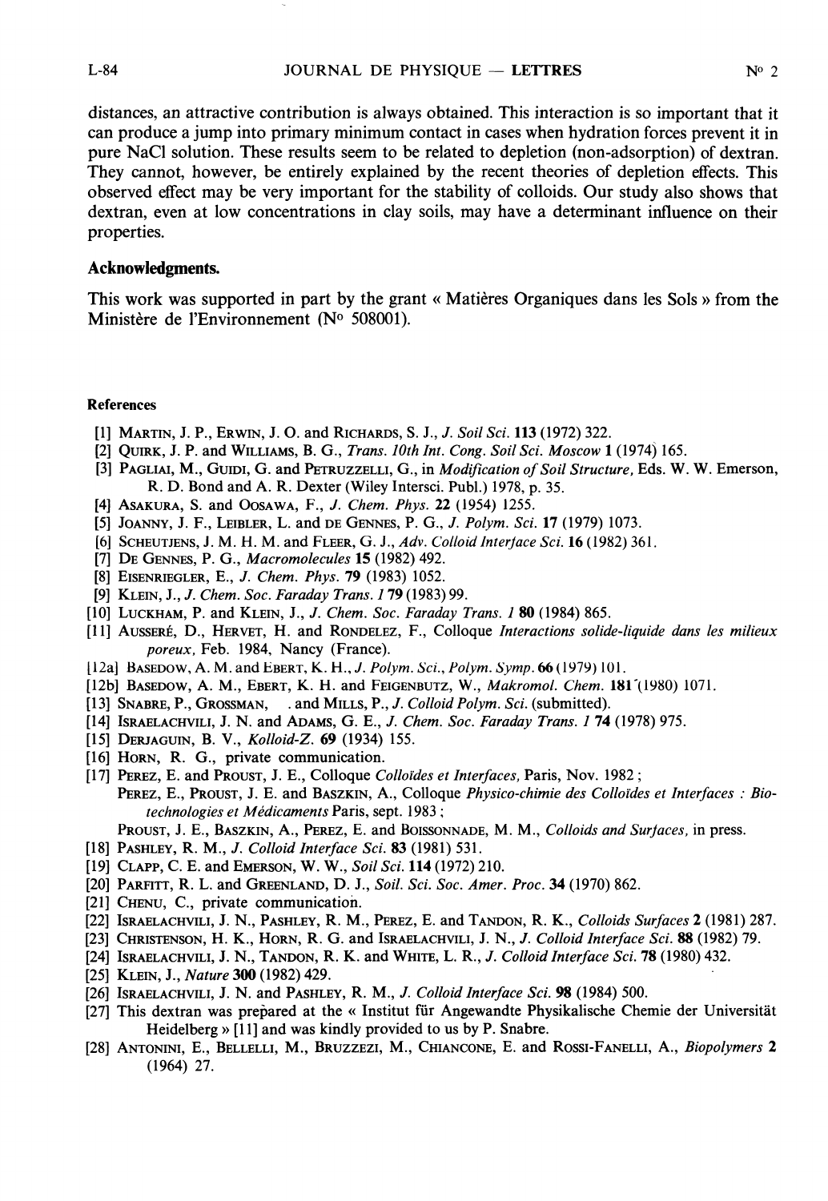distances, an attractive contribution is always obtained. This interaction is so important that it can produce a jump into primary minimum contact in cases when hydration forces prevent it in pure NaCl solution. These results seem to be related to depletion (non-adsorption) of dextran. They cannot, however, be entirely explained by the recent theories of depletion effects. This observed effect may be very important for the stability of colloids. Our study also shows that dextran, even at low concentrations in clay soils, may have a determinant influence on their properties.

## Acknowledgments.

This work was supported in part by the grant « Matières Organiques dans les Sols » from the Ministère de l'Environnement (N° 508001).

### References

[1] Martin, J. P., Erwin, J. O. and Richards, S. J., *J. Soil Sci.* **113** (1972) 322.
[2] Quirk, J. P. and Williams, B. G., *Trans. 10th Int. Cong. Soil Sci. Moscow* **1** (1974) 165.
[3] Pagliai, M., Guidi, G. and Petruzzelli, G., in *Modification of Soil Structure*, Eds. W. W. Emerson, R. D. Bond and A. R. Dexter (Wiley Intersci. Publ.) 1978, p. 35.
[4] Asakura, S. and Oosawa, F., *J. Chem. Phys.* **22** (1954) 1255.
[5] Joanny, J. F., Leibler, L. and de Gennes, P. G., *J. Polym. Sci.* **17** (1979) 1073.
[6] Scheutjens, J. M. H. M. and Fleer, G. J., *Adv. Colloid Interface Sci.* **16** (1982) 361.
[7] De Gennes, P. G., *Macromolecules* **15** (1982) 492.
[8] Eisenriegler, E., *J. Chem. Phys.* **79** (1983) 1052.
[9] Klein, J., *J. Chem. Soc. Faraday Trans. 1* **79** (1983) 99.
[10] Luckham, P. and Klein, J., *J. Chem. Soc. Faraday Trans. 1* **80** (1984) 865.
[11] Ausseré, D., Hervet, H. and Rondelez, F., Colloque *Interactions solide-liquide dans les milieux poreux*, Feb. 1984, Nancy (France).
[12a] Basedow, A. M. and Ebert, K. H., *J. Polym. Sci., Polym. Symp.* **66** (1979) 101.
[12b] Basedow, A. M., Ebert, K. H. and Feigenbutz, W., *Makromol. Chem.* **181** (1980) 1071.
[13] Snabre, P., Grossman, . and Mills, P., *J. Colloid Polym. Sci.* (submitted).
[14] Israelachvili, J. N. and Adams, G. E., *J. Chem. Soc. Faraday Trans. 1* **74** (1978) 975.
[15] Derjaguin, B. V., *Kolloid-Z.* **69** (1934) 155.
[16] Horn, R. G., private communication.
[17] Perez, E. and Proust, J. E., Colloque *Colloïdes et Interfaces*, Paris, Nov. 1982 ;
Perez, E., Proust, J. E. and Baszkin, A., Colloque *Physico-chimie des Colloïdes et Interfaces : Biotechnologies et Médicaments* Paris, sept. 1983 ;
Proust, J. E., Baszkin, A., Perez, E. and Boissonnade, M. M., *Colloids and Surfaces*, in press.
[18] Pashley, R. M., *J. Colloid Interface Sci.* **83** (1981) 531.
[19] Clapp, C. E. and Emerson, W. W., *Soil Sci.* **114** (1972) 210.
[20] Parfitt, R. L. and Greenland, D. J., *Soil. Sci. Soc. Amer. Proc.* **34** (1970) 862.
[21] Chenu, C., private communication.
[22] Israelachvili, J. N., Pashley, R. M., Perez, E. and Tandon, R. K., *Colloids Surfaces* **2** (1981) 287.
[23] Christenson, H. K., Horn, R. G. and Israelachvili, J. N., *J. Colloid Interface Sci.* **88** (1982) 79.
[24] Israelachvili, J. N., Tandon, R. K. and White, L. R., *J. Colloid Interface Sci.* **78** (1980) 432.
[25] Klein, J., *Nature* **300** (1982) 429.
[26] Israelachvili, J. N. and Pashley, R. M., *J. Colloid Interface Sci.* **98** (1984) 500.
[27] This dextran was prepared at the « Institut für Angewandte Physikalische Chemie der Universität Heidelberg » [11] and was kindly provided to us by P. Snabre.
[28] Antonini, E., Bellelli, M., Bruzzezi, M., Chiancone, E. and Rossi-Fanelli, A., *Biopolymers* **2** (1964) 27.